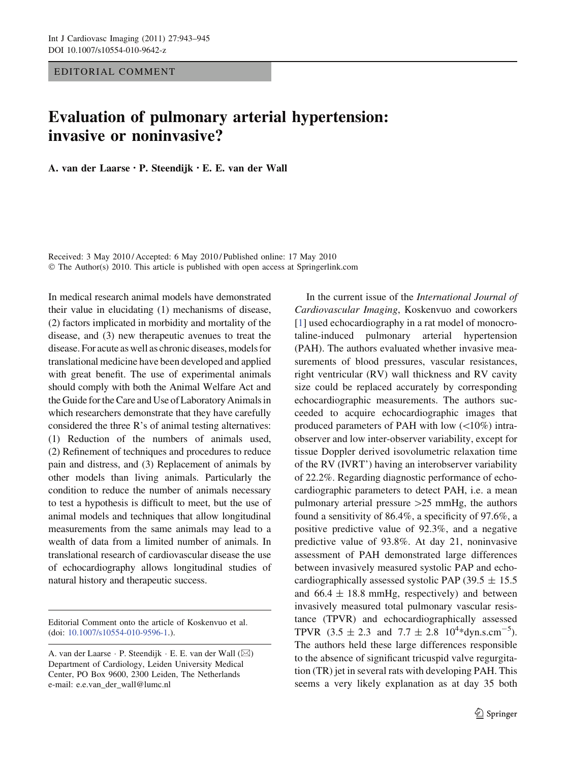EDITORIAL COMMENT

# Evaluation of pulmonary arterial hypertension: invasive or noninvasive?

**A. van der Laarse · P. Steendijk · E. E. van der Wall**

Received: 3 May 2010 / Accepted: 6 May 2010 / Published online: 17 May 2010
© The Author(s) 2010. This article is published with open access at Springerlink.com

In medical research animal models have demonstrated their value in elucidating (1) mechanisms of disease, (2) factors implicated in morbidity and mortality of the disease, and (3) new therapeutic avenues to treat the disease. For acute as well as chronic diseases, models for translational medicine have been developed and applied with great benefit. The use of experimental animals should comply with both the Animal Welfare Act and the Guide for the Care and Use of Laboratory Animals in which researchers demonstrate that they have carefully considered the three R's of animal testing alternatives: (1) Reduction of the numbers of animals used, (2) Refinement of techniques and procedures to reduce pain and distress, and (3) Replacement of animals by other models than living animals. Particularly the condition to reduce the number of animals necessary to test a hypothesis is difficult to meet, but the use of animal models and techniques that allow longitudinal measurements from the same animals may lead to a wealth of data from a limited number of animals. In translational research of cardiovascular disease the use of echocardiography allows longitudinal studies of natural history and therapeutic success.

Editorial Comment onto the article of Koskenvuo et al. (doi: 10.1007/s10554-010-9596-1.).

A. van der Laarse · P. Steendijk · E. E. van der Wall (✉)
Department of Cardiology, Leiden University Medical Center, PO Box 9600, 2300 Leiden, The Netherlands
e-mail: e.e.van_der_wall@lumc.nl

In the current issue of the *International Journal of Cardiovascular Imaging*, Koskenvuo and coworkers [1] used echocardiography in a rat model of monocrotaline-induced pulmonary arterial hypertension (PAH). The authors evaluated whether invasive measurements of blood pressures, vascular resistances, right ventricular (RV) wall thickness and RV cavity size could be replaced accurately by corresponding echocardiographic measurements. The authors succeeded to acquire echocardiographic images that produced parameters of PAH with low (<10%) intra-observer and low inter-observer variability, except for tissue Doppler derived isovolumetric relaxation time of the RV (IVRT') having an interobserver variability of 22.2%. Regarding diagnostic performance of echocardiographic parameters to detect PAH, i.e. a mean pulmonary arterial pressure >25 mmHg, the authors found a sensitivity of 86.4%, a specificity of 97.6%, a positive predictive value of 92.3%, and a negative predictive value of 93.8%. At day 21, noninvasive assessment of PAH demonstrated large differences between invasively measured systolic PAP and echocardiographically assessed systolic PAP ($39.5 \pm 15.5$ and $66.4 \pm 18.8$ mmHg, respectively) and between invasively measured total pulmonary vascular resistance (TPVR) and echocardiographically assessed TPVR ($3.5 \pm 2.3$ and $7.7 \pm 2.8$ $10^4$*dyn.s.cm$^{-5}$). The authors held these large differences responsible to the absence of significant tricuspid valve regurgitation (TR) jet in several rats with developing PAH. This seems a very likely explanation as at day 35 both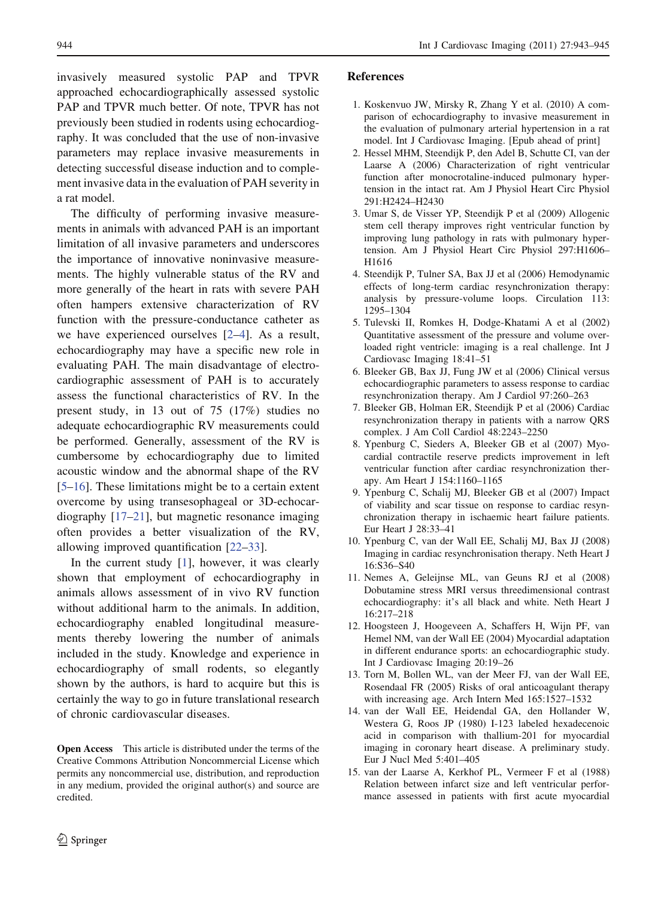invasively measured systolic PAP and TPVR approached echocardiographically assessed systolic PAP and TPVR much better. Of note, TPVR has not previously been studied in rodents using echocardiography. It was concluded that the use of non-invasive parameters may replace invasive measurements in detecting successful disease induction and to complement invasive data in the evaluation of PAH severity in a rat model.

The difficulty of performing invasive measurements in animals with advanced PAH is an important limitation of all invasive parameters and underscores the importance of innovative noninvasive measurements. The highly vulnerable status of the RV and more generally of the heart in rats with severe PAH often hampers extensive characterization of RV function with the pressure-conductance catheter as we have experienced ourselves [2–4]. As a result, echocardiography may have a specific new role in evaluating PAH. The main disadvantage of electrocardiographic assessment of PAH is to accurately assess the functional characteristics of RV. In the present study, in 13 out of 75 (17%) studies no adequate echocardiographic RV measurements could be performed. Generally, assessment of the RV is cumbersome by echocardiography due to limited acoustic window and the abnormal shape of the RV [5–16]. These limitations might be to a certain extent overcome by using transesophageal or 3D-echocardiography [17–21], but magnetic resonance imaging often provides a better visualization of the RV, allowing improved quantification [22–33].

In the current study [1], however, it was clearly shown that employment of echocardiography in animals allows assessment of in vivo RV function without additional harm to the animals. In addition, echocardiography enabled longitudinal measurements thereby lowering the number of animals included in the study. Knowledge and experience in echocardiography of small rodents, so elegantly shown by the authors, is hard to acquire but this is certainly the way to go in future translational research of chronic cardiovascular diseases.

**Open Access** This article is distributed under the terms of the Creative Commons Attribution Noncommercial License which permits any noncommercial use, distribution, and reproduction in any medium, provided the original author(s) and source are credited.

## References

1. Koskenvuo JW, Mirsky R, Zhang Y et al. (2010) A comparison of echocardiography to invasive measurement in the evaluation of pulmonary arterial hypertension in a rat model. Int J Cardiovasc Imaging. [Epub ahead of print]
2. Hessel MHM, Steendijk P, den Adel B, Schutte CI, van der Laarse A (2006) Characterization of right ventricular function after monocrotaline-induced pulmonary hypertension in the intact rat. Am J Physiol Heart Circ Physiol 291:H2424–H2430
3. Umar S, de Visser YP, Steendijk P et al (2009) Allogenic stem cell therapy improves right ventricular function by improving lung pathology in rats with pulmonary hypertension. Am J Physiol Heart Circ Physiol 297:H1606–H1616
4. Steendijk P, Tulner SA, Bax JJ et al (2006) Hemodynamic effects of long-term cardiac resynchronization therapy: analysis by pressure-volume loops. Circulation 113: 1295–1304
5. Tulevski II, Romkes H, Dodge-Khatami A et al (2002) Quantitative assessment of the pressure and volume overloaded right ventricle: imaging is a real challenge. Int J Cardiovasc Imaging 18:41–51
6. Bleeker GB, Bax JJ, Fung JW et al (2006) Clinical versus echocardiographic parameters to assess response to cardiac resynchronization therapy. Am J Cardiol 97:260–263
7. Bleeker GB, Holman ER, Steendijk P et al (2006) Cardiac resynchronization therapy in patients with a narrow QRS complex. J Am Coll Cardiol 48:2243–2250
8. Ypenburg C, Sieders A, Bleeker GB et al (2007) Myocardial contractile reserve predicts improvement in left ventricular function after cardiac resynchronization therapy. Am Heart J 154:1160–1165
9. Ypenburg C, Schalij MJ, Bleeker GB et al (2007) Impact of viability and scar tissue on response to cardiac resynchronization therapy in ischaemic heart failure patients. Eur Heart J 28:33–41
10. Ypenburg C, van der Wall EE, Schalij MJ, Bax JJ (2008) Imaging in cardiac resynchronisation therapy. Neth Heart J 16:S36–S40
11. Nemes A, Geleijnse ML, van Geuns RJ et al (2008) Dobutamine stress MRI versus threedimensional contrast echocardiography: it's all black and white. Neth Heart J 16:217–218
12. Hoogsteen J, Hoogeveen A, Schaffers H, Wijn PF, van Hemel NM, van der Wall EE (2004) Myocardial adaptation in different endurance sports: an echocardiographic study. Int J Cardiovasc Imaging 20:19–26
13. Torn M, Bollen WL, van der Meer FJ, van der Wall EE, Rosendaal FR (2005) Risks of oral anticoagulant therapy with increasing age. Arch Intern Med 165:1527–1532
14. van der Wall EE, Heidendal GA, den Hollander W, Westera G, Roos JP (1980) I-123 labeled hexadecenoic acid in comparison with thallium-201 for myocardial imaging in coronary heart disease. A preliminary study. Eur J Nucl Med 5:401–405
15. van der Laarse A, Kerkhof PL, Vermeer F et al (1988) Relation between infarct size and left ventricular performance assessed in patients with first acute myocardial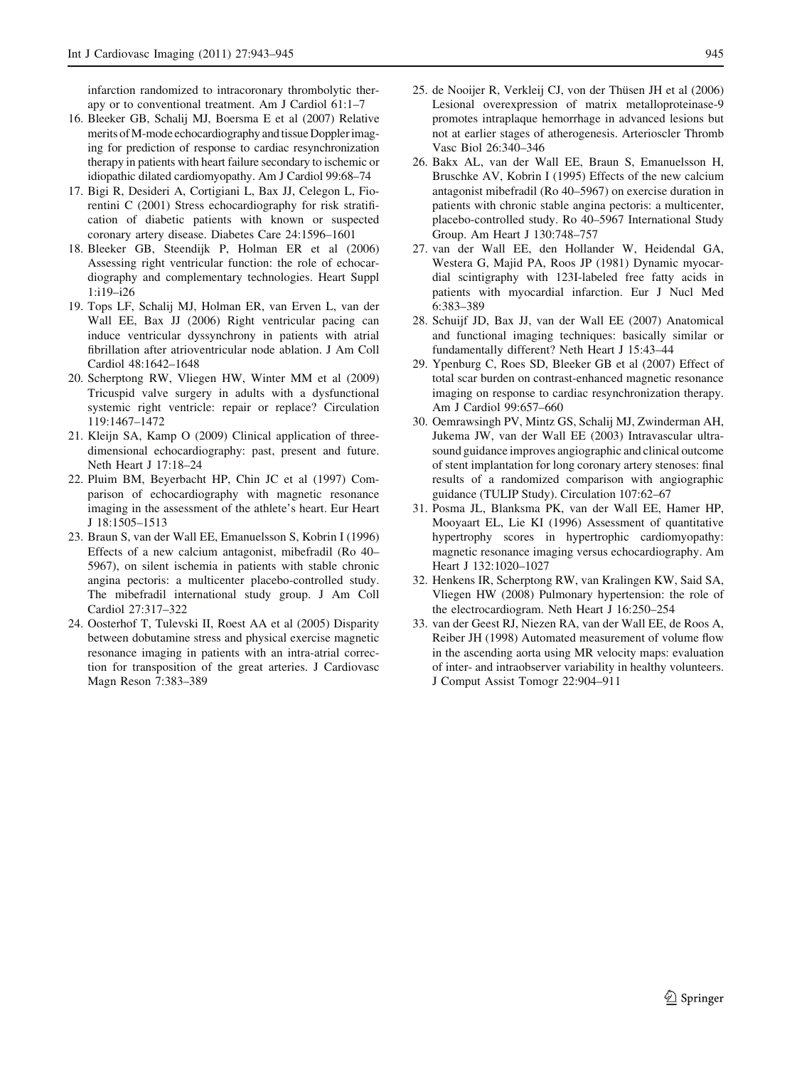infarction randomized to intracoronary thrombolytic therapy or to conventional treatment. Am J Cardiol 61:1–7

16. Bleeker GB, Schalij MJ, Boersma E et al (2007) Relative merits of M-mode echocardiography and tissue Doppler imaging for prediction of response to cardiac resynchronization therapy in patients with heart failure secondary to ischemic or idiopathic dilated cardiomyopathy. Am J Cardiol 99:68–74
17. Bigi R, Desideri A, Cortigiani L, Bax JJ, Celegon L, Fiorentini C (2001) Stress echocardiography for risk stratification of diabetic patients with known or suspected coronary artery disease. Diabetes Care 24:1596–1601
18. Bleeker GB, Steendijk P, Holman ER et al (2006) Assessing right ventricular function: the role of echocardiography and complementary technologies. Heart Suppl 1:i19–i26
19. Tops LF, Schalij MJ, Holman ER, van Erven L, van der Wall EE, Bax JJ (2006) Right ventricular pacing can induce ventricular dyssynchrony in patients with atrial fibrillation after atrioventricular node ablation. J Am Coll Cardiol 48:1642–1648
20. Scherptong RW, Vliegen HW, Winter MM et al (2009) Tricuspid valve surgery in adults with a dysfunctional systemic right ventricle: repair or replace? Circulation 119:1467–1472
21. Kleijn SA, Kamp O (2009) Clinical application of three-dimensional echocardiography: past, present and future. Neth Heart J 17:18–24
22. Pluim BM, Beyerbacht HP, Chin JC et al (1997) Comparison of echocardiography with magnetic resonance imaging in the assessment of the athlete's heart. Eur Heart J 18:1505–1513
23. Braun S, van der Wall EE, Emanuelsson S, Kobrin I (1996) Effects of a new calcium antagonist, mibefradil (Ro 40–5967), on silent ischemia in patients with stable chronic angina pectoris: a multicenter placebo-controlled study. The mibefradil international study group. J Am Coll Cardiol 27:317–322
24. Oosterhof T, Tulevski II, Roest AA et al (2005) Disparity between dobutamine stress and physical exercise magnetic resonance imaging in patients with an intra-atrial correction for transposition of the great arteries. J Cardiovasc Magn Reson 7:383–389
25. de Nooijer R, Verkleij CJ, von der Thüsen JH et al (2006) Lesional overexpression of matrix metalloproteinase-9 promotes intraplaque hemorrhage in advanced lesions but not at earlier stages of atherogenesis. Arterioscler Thromb Vasc Biol 26:340–346
26. Bakx AL, van der Wall EE, Braun S, Emanuelsson H, Bruschke AV, Kobrin I (1995) Effects of the new calcium antagonist mibefradil (Ro 40–5967) on exercise duration in patients with chronic stable angina pectoris: a multicenter, placebo-controlled study. Ro 40–5967 International Study Group. Am Heart J 130:748–757
27. van der Wall EE, den Hollander W, Heidendal GA, Westera G, Majid PA, Roos JP (1981) Dynamic myocardial scintigraphy with 123I-labeled free fatty acids in patients with myocardial infarction. Eur J Nucl Med 6:383–389
28. Schuijf JD, Bax JJ, van der Wall EE (2007) Anatomical and functional imaging techniques: basically similar or fundamentally different? Neth Heart J 15:43–44
29. Ypenburg C, Roes SD, Bleeker GB et al (2007) Effect of total scar burden on contrast-enhanced magnetic resonance imaging on response to cardiac resynchronization therapy. Am J Cardiol 99:657–660
30. Oemrawsingh PV, Mintz GS, Schalij MJ, Zwinderman AH, Jukema JW, van der Wall EE (2003) Intravascular ultrasound guidance improves angiographic and clinical outcome of stent implantation for long coronary artery stenoses: final results of a randomized comparison with angiographic guidance (TULIP Study). Circulation 107:62–67
31. Posma JL, Blanksma PK, van der Wall EE, Hamer HP, Mooyaart EL, Lie KI (1996) Assessment of quantitative hypertrophy scores in hypertrophic cardiomyopathy: magnetic resonance imaging versus echocardiography. Am Heart J 132:1020–1027
32. Henkens IR, Scherptong RW, van Kralingen KW, Said SA, Vliegen HW (2008) Pulmonary hypertension: the role of the electrocardiogram. Neth Heart J 16:250–254
33. van der Geest RJ, Niezen RA, van der Wall EE, de Roos A, Reiber JH (1998) Automated measurement of volume flow in the ascending aorta using MR velocity maps: evaluation of inter- and intraobserver variability in healthy volunteers. J Comput Assist Tomogr 22:904–911